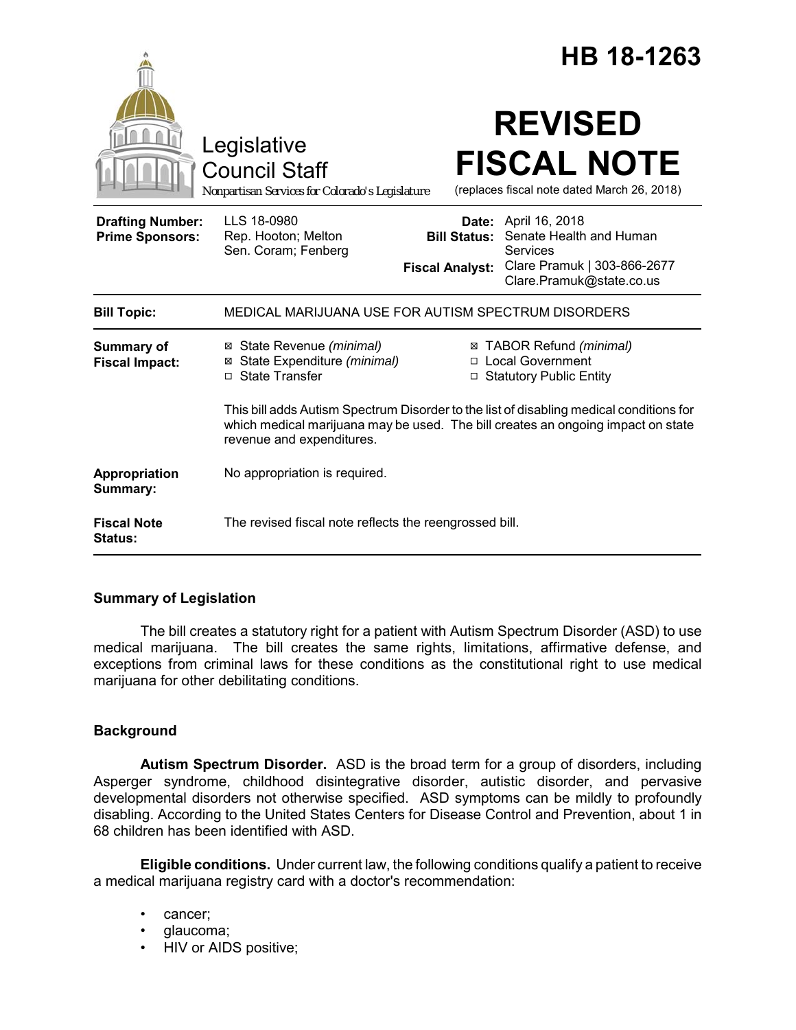# HB 18-1263

Legislative Council Staff

*Nonpartisan Services for Colorado's Legislature*

# REVISED FISCAL NOTE

(replaces fiscal note dated March 26, 2018)

| | | | |
|---|---|---|---|
| **Drafting Number:** | LLS 18-0980 | **Date:** | April 16, 2018 |
| **Prime Sponsors:** | Rep. Hooton; Melton<br>Sen. Coram; Fenberg | **Bill Status:** | Senate Health and Human Services |
| | | **Fiscal Analyst:** | Clare Pramuk \| 303-866-2677<br>Clare.Pramuk@state.co.us |

| | |
|---|---|
| **Bill Topic:** | MEDICAL MARIJUANA USE FOR AUTISM SPECTRUM DISORDERS |
| **Summary of Fiscal Impact:** | ☒ State Revenue *(minimal)*<br>☒ State Expenditure *(minimal)*<br>☐ State Transfer<br>☒ TABOR Refund *(minimal)*<br>☐ Local Government<br>☐ Statutory Public Entity<br><br>This bill adds Autism Spectrum Disorder to the list of disabling medical conditions for which medical marijuana may be used. The bill creates an ongoing impact on state revenue and expenditures. |
| **Appropriation Summary:** | No appropriation is required. |
| **Fiscal Note Status:** | The revised fiscal note reflects the reengrossed bill. |

## Summary of Legislation

The bill creates a statutory right for a patient with Autism Spectrum Disorder (ASD) to use medical marijuana. The bill creates the same rights, limitations, affirmative defense, and exceptions from criminal laws for these conditions as the constitutional right to use medical marijuana for other debilitating conditions.

## Background

**Autism Spectrum Disorder.** ASD is the broad term for a group of disorders, including Asperger syndrome, childhood disintegrative disorder, autistic disorder, and pervasive developmental disorders not otherwise specified. ASD symptoms can be mildly to profoundly disabling. According to the United States Centers for Disease Control and Prevention, about 1 in 68 children has been identified with ASD.

**Eligible conditions.** Under current law, the following conditions qualify a patient to receive a medical marijuana registry card with a doctor's recommendation:

- cancer;
- glaucoma;
- HIV or AIDS positive;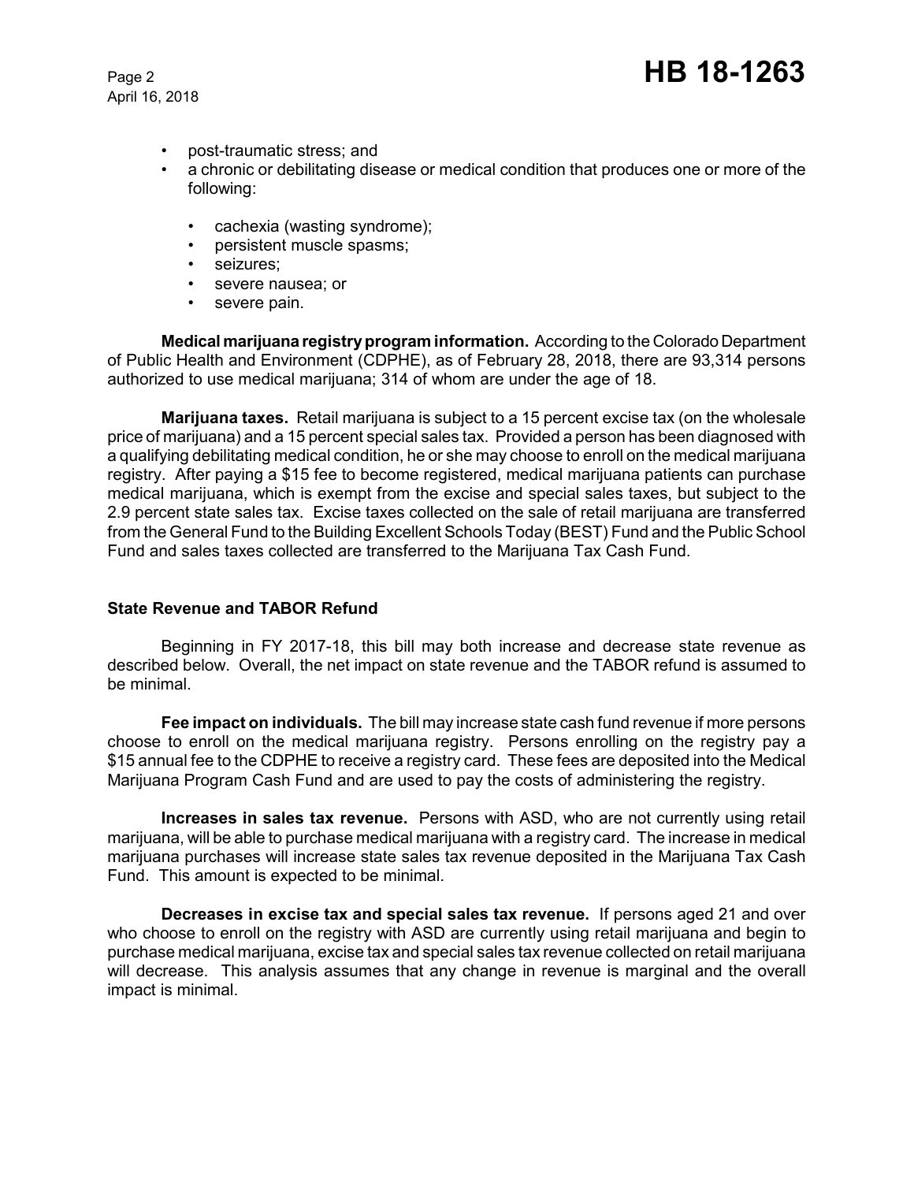- post-traumatic stress; and
- a chronic or debilitating disease or medical condition that produces one or more of the following:
  - cachexia (wasting syndrome);
  - persistent muscle spasms;
  - seizures;
  - severe nausea; or
  - severe pain.

**Medical marijuana registry program information.** According to the Colorado Department of Public Health and Environment (CDPHE), as of February 28, 2018, there are 93,314 persons authorized to use medical marijuana; 314 of whom are under the age of 18.

**Marijuana taxes.** Retail marijuana is subject to a 15 percent excise tax (on the wholesale price of marijuana) and a 15 percent special sales tax. Provided a person has been diagnosed with a qualifying debilitating medical condition, he or she may choose to enroll on the medical marijuana registry. After paying a $15 fee to become registered, medical marijuana patients can purchase medical marijuana, which is exempt from the excise and special sales taxes, but subject to the 2.9 percent state sales tax. Excise taxes collected on the sale of retail marijuana are transferred from the General Fund to the Building Excellent Schools Today (BEST) Fund and the Public School Fund and sales taxes collected are transferred to the Marijuana Tax Cash Fund.

## State Revenue and TABOR Refund

Beginning in FY 2017-18, this bill may both increase and decrease state revenue as described below. Overall, the net impact on state revenue and the TABOR refund is assumed to be minimal.

**Fee impact on individuals.** The bill may increase state cash fund revenue if more persons choose to enroll on the medical marijuana registry. Persons enrolling on the registry pay a $15 annual fee to the CDPHE to receive a registry card. These fees are deposited into the Medical Marijuana Program Cash Fund and are used to pay the costs of administering the registry.

**Increases in sales tax revenue.** Persons with ASD, who are not currently using retail marijuana, will be able to purchase medical marijuana with a registry card. The increase in medical marijuana purchases will increase state sales tax revenue deposited in the Marijuana Tax Cash Fund. This amount is expected to be minimal.

**Decreases in excise tax and special sales tax revenue.** If persons aged 21 and over who choose to enroll on the registry with ASD are currently using retail marijuana and begin to purchase medical marijuana, excise tax and special sales tax revenue collected on retail marijuana will decrease. This analysis assumes that any change in revenue is marginal and the overall impact is minimal.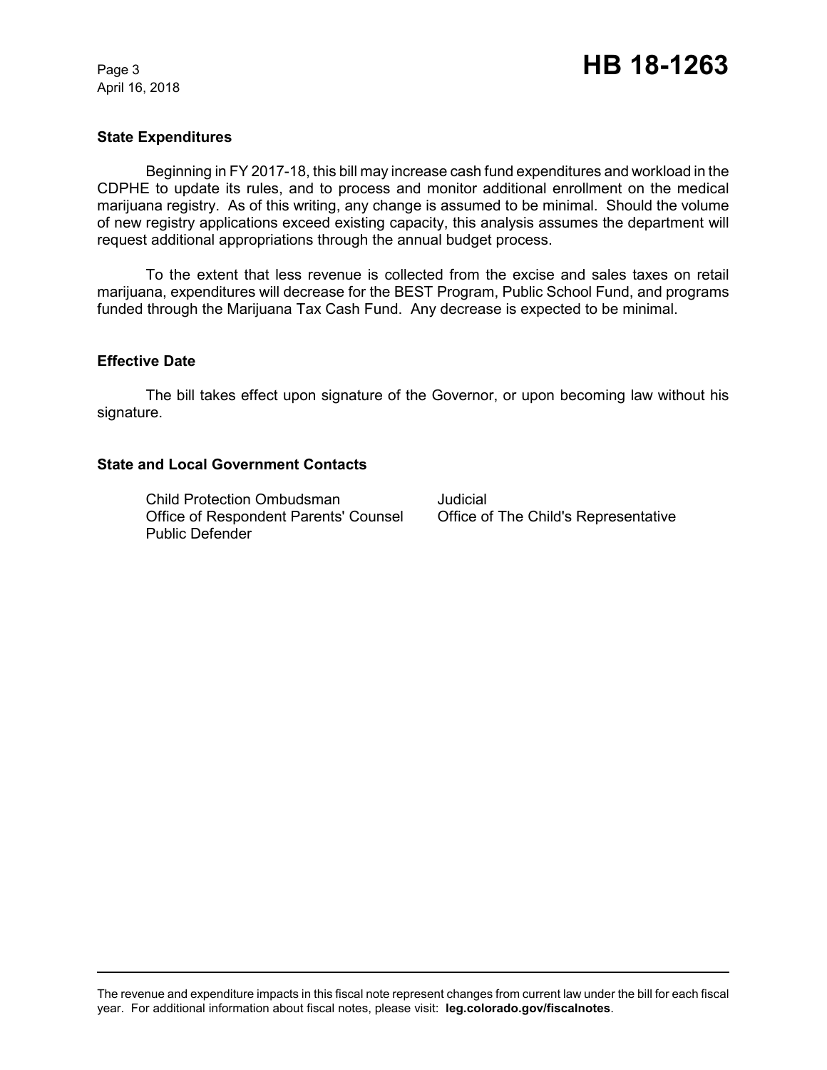### State Expenditures

Beginning in FY 2017-18, this bill may increase cash fund expenditures and workload in the CDPHE to update its rules, and to process and monitor additional enrollment on the medical marijuana registry. As of this writing, any change is assumed to be minimal. Should the volume of new registry applications exceed existing capacity, this analysis assumes the department will request additional appropriations through the annual budget process.

To the extent that less revenue is collected from the excise and sales taxes on retail marijuana, expenditures will decrease for the BEST Program, Public School Fund, and programs funded through the Marijuana Tax Cash Fund. Any decrease is expected to be minimal.

### Effective Date

The bill takes effect upon signature of the Governor, or upon becoming law without his signature.

### State and Local Government Contacts

Child Protection Ombudsman
Judicial
Office of Respondent Parents' Counsel
Office of The Child's Representative
Public Defender

The revenue and expenditure impacts in this fiscal note represent changes from current law under the bill for each fiscal year. For additional information about fiscal notes, please visit: **leg.colorado.gov/fiscalnotes**.